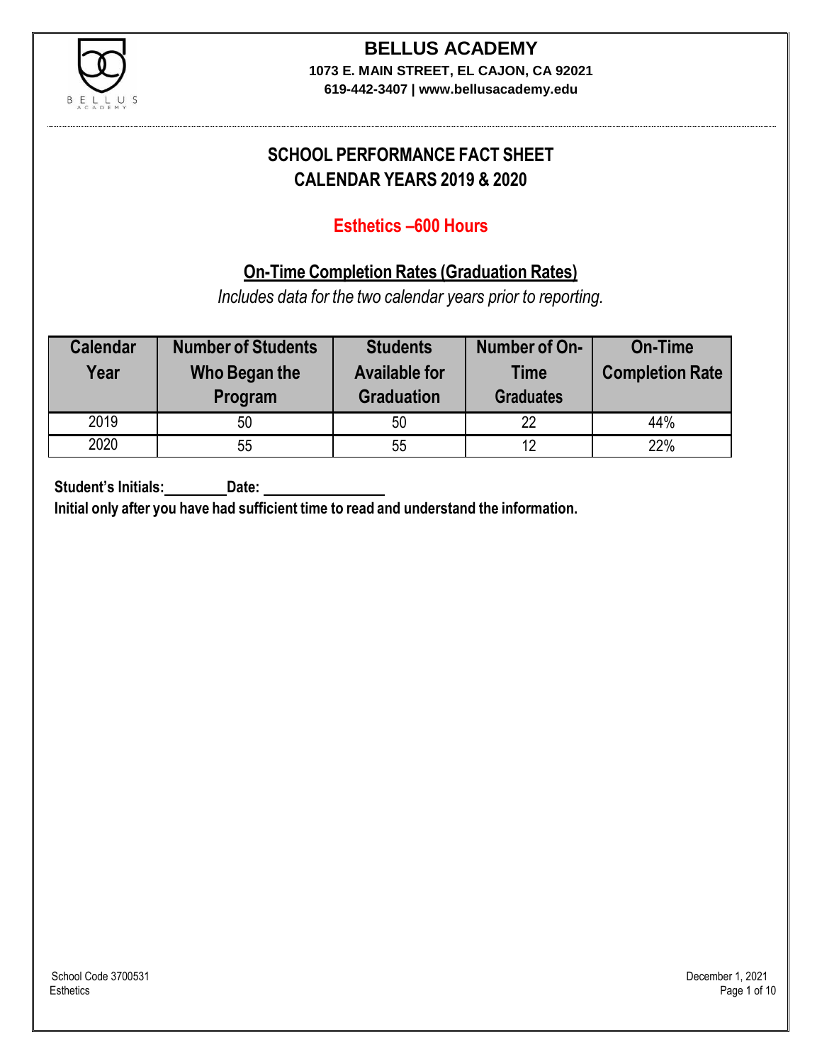# BELLUS ACADEMY

**1073 E. MAIN STREET, EL CAJON, CA 92021**
**619-442-3407 | www.bellusacademy.edu**

## SCHOOL PERFORMANCE FACT SHEET
## CALENDAR YEARS 2019 & 2020

### Esthetics –600 Hours

### On-Time Completion Rates (Graduation Rates)

*Includes data for the two calendar years prior to reporting.*

| Calendar Year | Number of Students Who Began the Program | Students Available for Graduation | Number of On-Time Graduates | On-Time Completion Rate |
|---|---|---|---|---|
| 2019 | 50 | 50 | 22 | 44% |
| 2020 | 55 | 55 | 12 | 22% |

**Student's Initials:\_\_\_\_\_\_\_\_ Date: \_\_\_\_\_\_\_\_\_\_\_\_\_\_\_**

**Initial only after you have had sufficient time to read and understand the information.**

School Code 3700531
Esthetics

December 1, 2021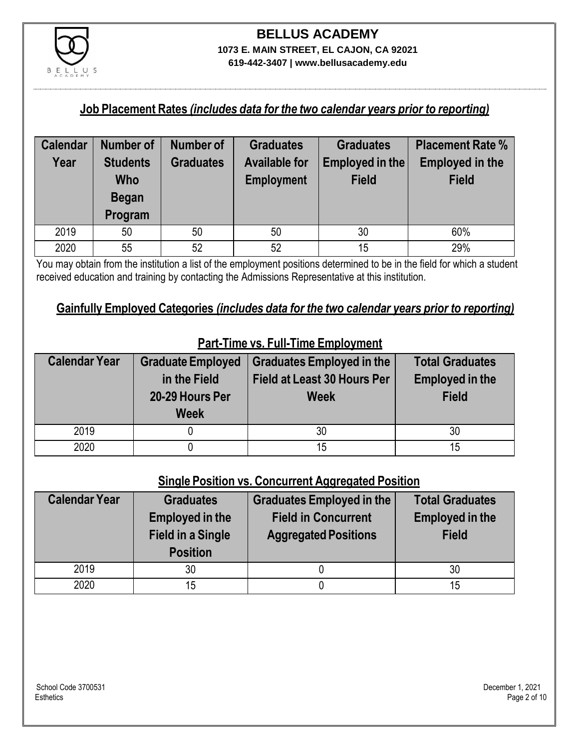## Job Placement Rates *(includes data for the two calendar years prior to reporting)*

| Calendar Year | Number of Students Who Began Program | Number of Graduates | Graduates Available for Employment | Graduates Employed in the Field | Placement Rate % Employed in the Field |
|---|---|---|---|---|---|
| 2019 | 50 | 50 | 50 | 30 | 60% |
| 2020 | 55 | 52 | 52 | 15 | 29% |

You may obtain from the institution a list of the employment positions determined to be in the field for which a student received education and training by contacting the Admissions Representative at this institution.

## Gainfully Employed Categories *(includes data for the two calendar years prior to reporting)*

### Part-Time vs. Full-Time Employment

| Calendar Year | Graduate Employed in the Field 20-29 Hours Per Week | Graduates Employed in the Field at Least 30 Hours Per Week | Total Graduates Employed in the Field |
|---|---|---|---|
| 2019 | 0 | 30 | 30 |
| 2020 | 0 | 15 | 15 |

### Single Position vs. Concurrent Aggregated Position

| Calendar Year | Graduates Employed in the Field in a Single Position | Graduates Employed in the Field in Concurrent Aggregated Positions | Total Graduates Employed in the Field |
|---|---|---|---|
| 2019 | 30 | 0 | 30 |
| 2020 | 15 | 0 | 15 |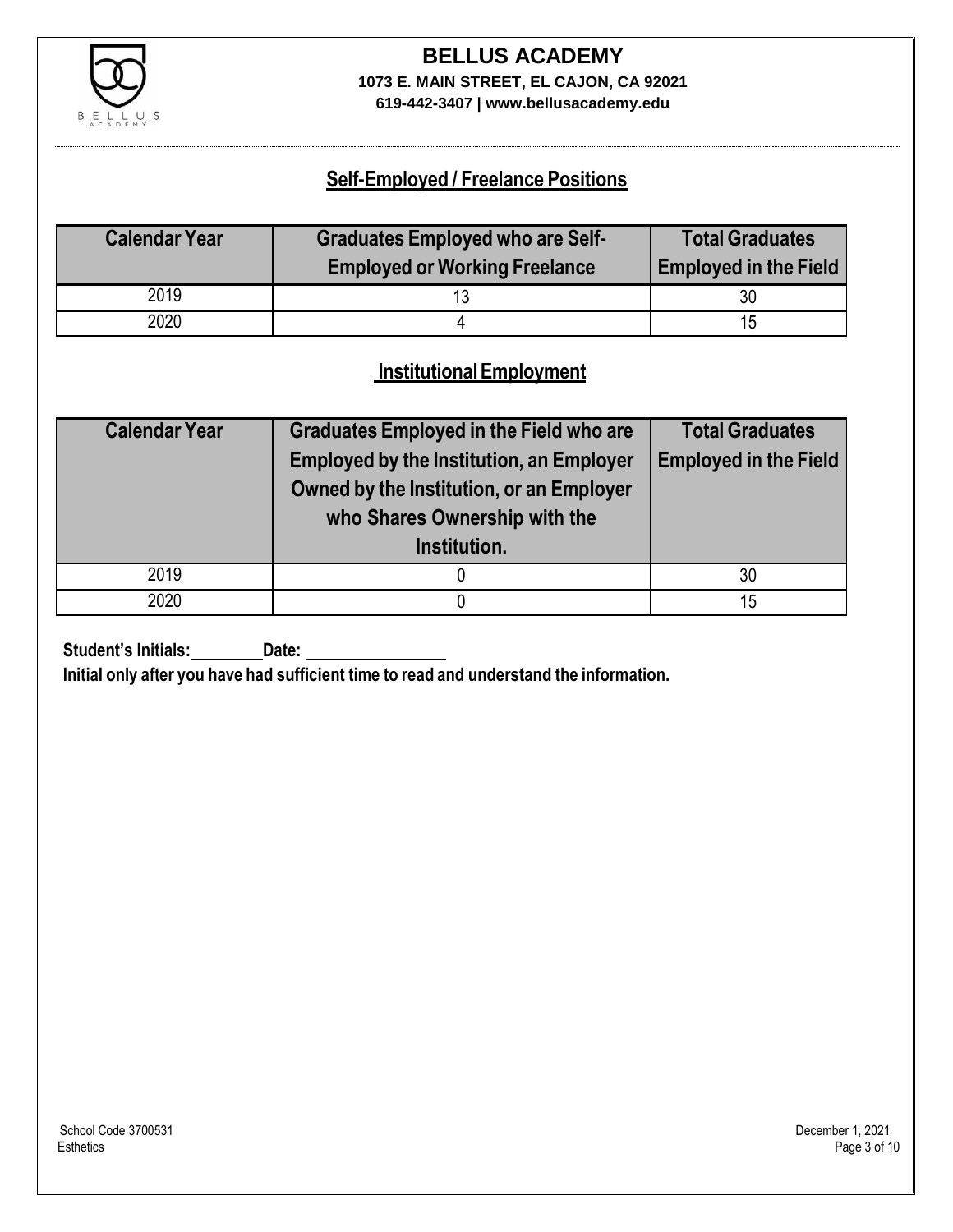# BELLUS ACADEMY

**1073 E. MAIN STREET, EL CAJON, CA 92021**

**619-442-3407 | www.bellusacademy.edu**

## Self-Employed / Freelance Positions

| Calendar Year | Graduates Employed who are Self-Employed or Working Freelance | Total Graduates Employed in the Field |
|---|---|---|
| 2019 | 13 | 30 |
| 2020 | 4 | 15 |

## Institutional Employment

| Calendar Year | Graduates Employed in the Field who are Employed by the Institution, an Employer Owned by the Institution, or an Employer who Shares Ownership with the Institution. | Total Graduates Employed in the Field |
|---|---|---|
| 2019 | 0 | 30 |
| 2020 | 0 | 15 |

**Student's Initials:** \_\_\_\_\_\_\_\_ **Date:** \_\_\_\_\_\_\_\_\_\_\_\_\_\_\_\_

**Initial only after you have had sufficient time to read and understand the information.**

School Code 3700531
Esthetics

December 1, 2021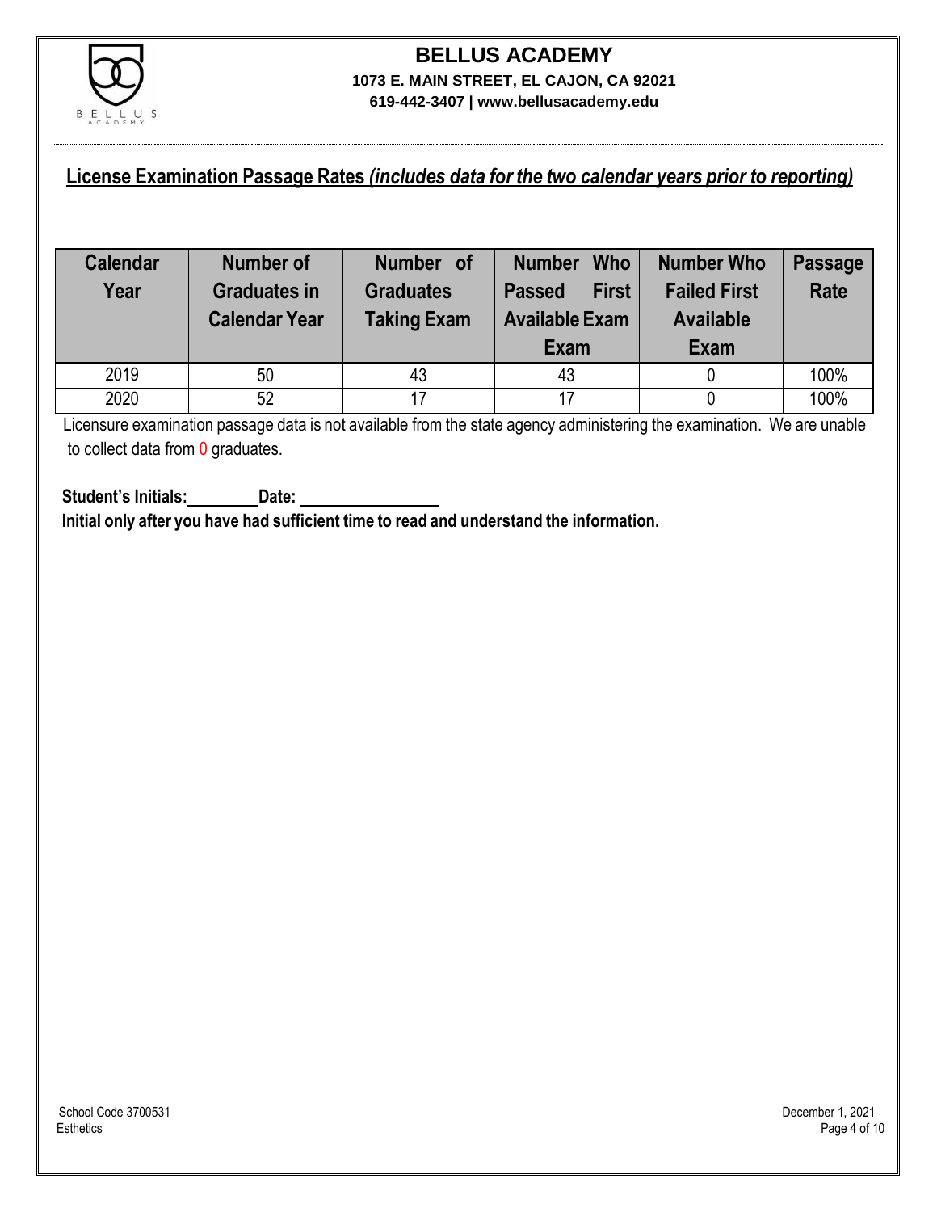# BELLUS ACADEMY

**1073 E. MAIN STREET, EL CAJON, CA 92021**

**619-442-3407 | www.bellusacademy.edu**

## License Examination Passage Rates *(includes data for the two calendar years prior to reporting)*

| Calendar Year | Number of Graduates in Calendar Year | Number of Graduates Taking Exam | Number Who Passed First Available Exam | Number Who Failed First Available Exam | Passage Rate |
|---|---|---|---|---|---|
| 2019 | 50 | 43 | 43 | 0 | 100% |
| 2020 | 52 | 17 | 17 | 0 | 100% |

Licensure examination passage data is not available from the state agency administering the examination. We are unable to collect data from 0 graduates.

**Student's Initials:________ Date: ________________**

**Initial only after you have had sufficient time to read and understand the information.**

School Code 3700531
Esthetics

December 1, 2021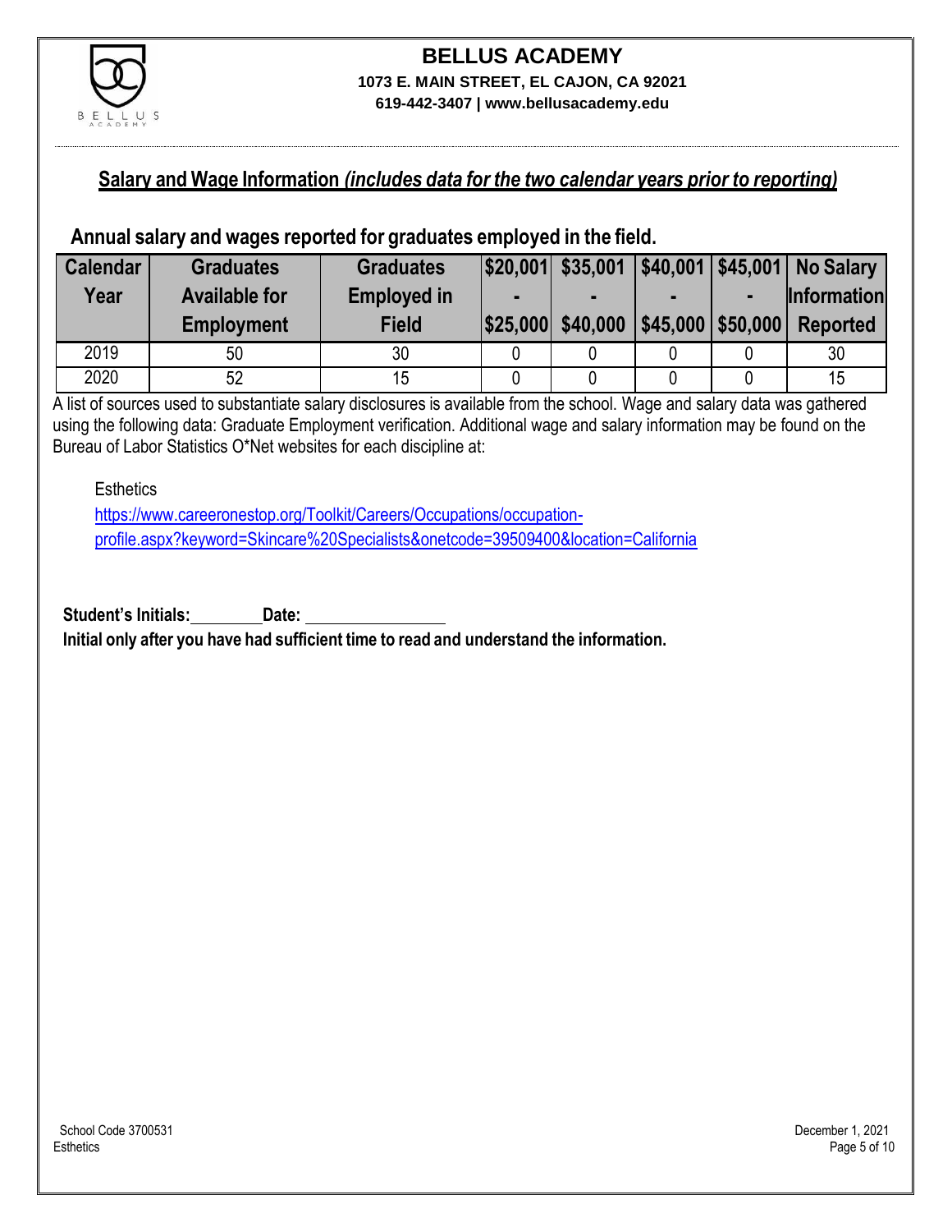## Salary and Wage Information *(includes data for the two calendar years prior to reporting)*

### Annual salary and wages reported for graduates employed in the field.

| Calendar Year | Graduates Available for Employment | Graduates Employed in Field | $20,001 - $25,000 | $35,001 - $40,000 | $40,001 - $45,000 | $45,001 - $50,000 | No Salary Information Reported |
|---|---|---|---|---|---|---|---|
| 2019 | 50 | 30 | 0 | 0 | 0 | 0 | 30 |
| 2020 | 52 | 15 | 0 | 0 | 0 | 0 | 15 |

A list of sources used to substantiate salary disclosures is available from the school. Wage and salary data was gathered using the following data: Graduate Employment verification. Additional wage and salary information may be found on the Bureau of Labor Statistics O*Net websites for each discipline at:

Esthetics
https://www.careeronestop.org/Toolkit/Careers/Occupations/occupation-profile.aspx?keyword=Skincare%20Specialists&onetcode=39509400&location=California

**Student's Initials:** ________ **Date:** ________________

**Initial only after you have had sufficient time to read and understand the information.**

School Code 3700531
Esthetics

December 1, 2021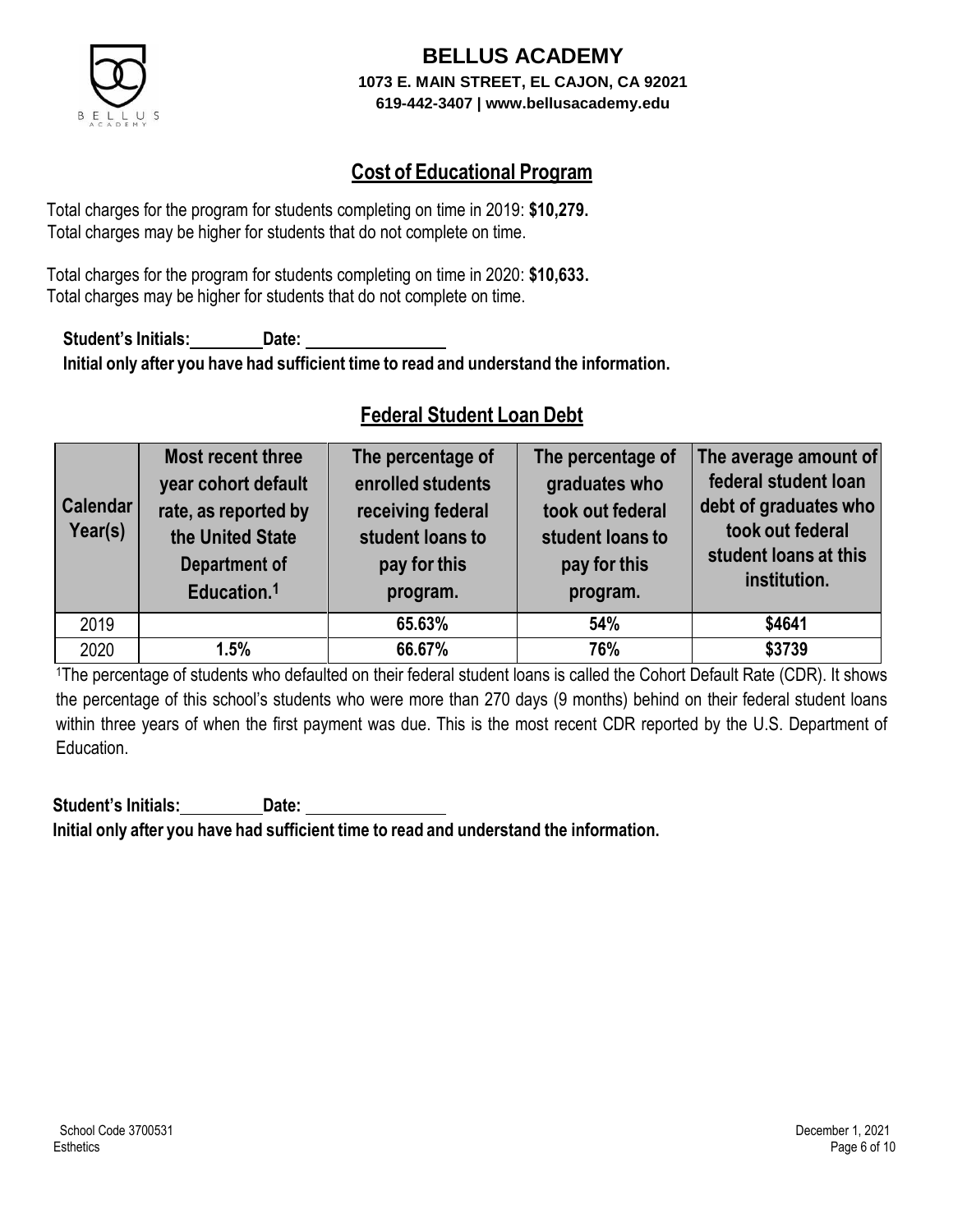# BELLUS ACADEMY

**1073 E. MAIN STREET, EL CAJON, CA 92021**
**619-442-3407 | www.bellusacademy.edu**

## Cost of Educational Program

Total charges for the program for students completing on time in 2019: **$10,279.**
Total charges may be higher for students that do not complete on time.

Total charges for the program for students completing on time in 2020: **$10,633.**
Total charges may be higher for students that do not complete on time.

**Student's Initials:\_\_\_\_\_\_\_\_ Date: \_\_\_\_\_\_\_\_\_\_\_\_\_\_\_\_**
**Initial only after you have had sufficient time to read and understand the information.**

## Federal Student Loan Debt

| Calendar Year(s) | Most recent three year cohort default rate, as reported by the United State Department of Education.[1] | The percentage of enrolled students receiving federal student loans to pay for this program. | The percentage of graduates who took out federal student loans to pay for this program. | The average amount of federal student loan debt of graduates who took out federal student loans at this institution. |
|---|---|---|---|---|
| 2019 | | **65.63%** | **54%** | **$4641** |
| 2020 | **1.5%** | **66.67%** | **76%** | **$3739** |

[1]The percentage of students who defaulted on their federal student loans is called the Cohort Default Rate (CDR). It shows the percentage of this school's students who were more than 270 days (9 months) behind on their federal student loans within three years of when the first payment was due. This is the most recent CDR reported by the U.S. Department of Education.

**Student's Initials:\_\_\_\_\_\_\_\_ Date: \_\_\_\_\_\_\_\_\_\_\_\_\_\_\_\_**
**Initial only after you have had sufficient time to read and understand the information.**

School Code 3700531
Esthetics

December 1, 2021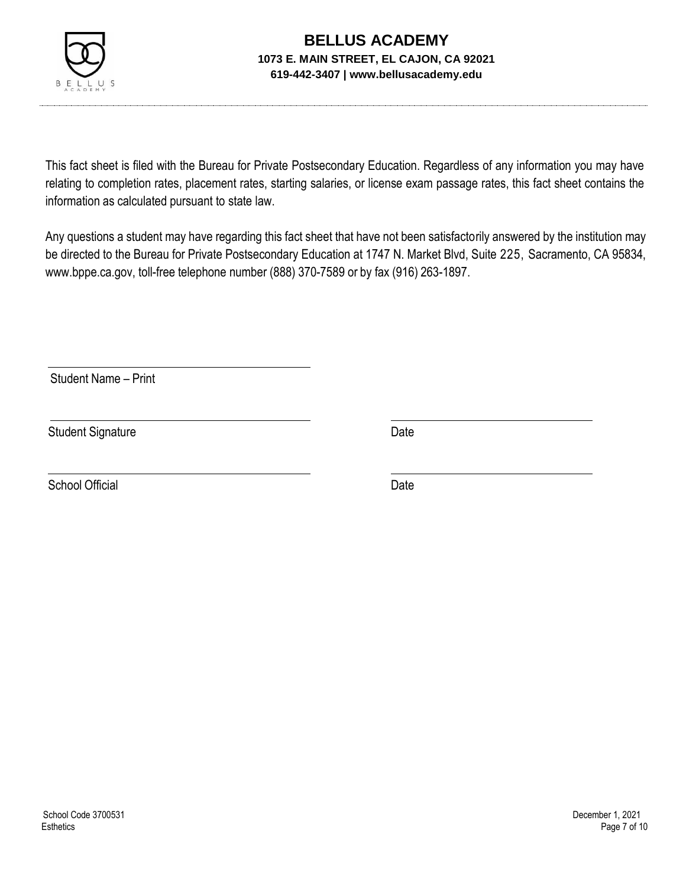# BELLUS ACADEMY

**1073 E. MAIN STREET, EL CAJON, CA 92021**

**619-442-3407 | www.bellusacademy.edu**

This fact sheet is filed with the Bureau for Private Postsecondary Education. Regardless of any information you may have relating to completion rates, placement rates, starting salaries, or license exam passage rates, this fact sheet contains the information as calculated pursuant to state law.

Any questions a student may have regarding this fact sheet that have not been satisfactorily answered by the institution may be directed to the Bureau for Private Postsecondary Education at 1747 N. Market Blvd, Suite 225, Sacramento, CA 95834, www.bppe.ca.gov, toll-free telephone number (888) 370-7589 or by fax (916) 263-1897.

\_\_\_\_\_\_\_\_\_\_\_\_\_\_\_\_\_\_\_\_\_\_\_\_\_\_\_\_\_\_\_\_\_\_\_\_\_\_\_\_
Student Name – Print

\_\_\_\_\_\_\_\_\_\_\_\_\_\_\_\_\_\_\_\_\_\_\_\_\_\_\_\_\_\_\_\_\_\_\_\_\_\_\_\_ \_\_\_\_\_\_\_\_\_\_\_\_\_\_\_\_\_\_\_\_\_\_\_\_\_\_\_\_\_\_
Student Signature Date

\_\_\_\_\_\_\_\_\_\_\_\_\_\_\_\_\_\_\_\_\_\_\_\_\_\_\_\_\_\_\_\_\_\_\_\_\_\_\_\_ \_\_\_\_\_\_\_\_\_\_\_\_\_\_\_\_\_\_\_\_\_\_\_\_\_\_\_\_\_\_
School Official Date

School Code 3700531
Esthetics

December 1, 2021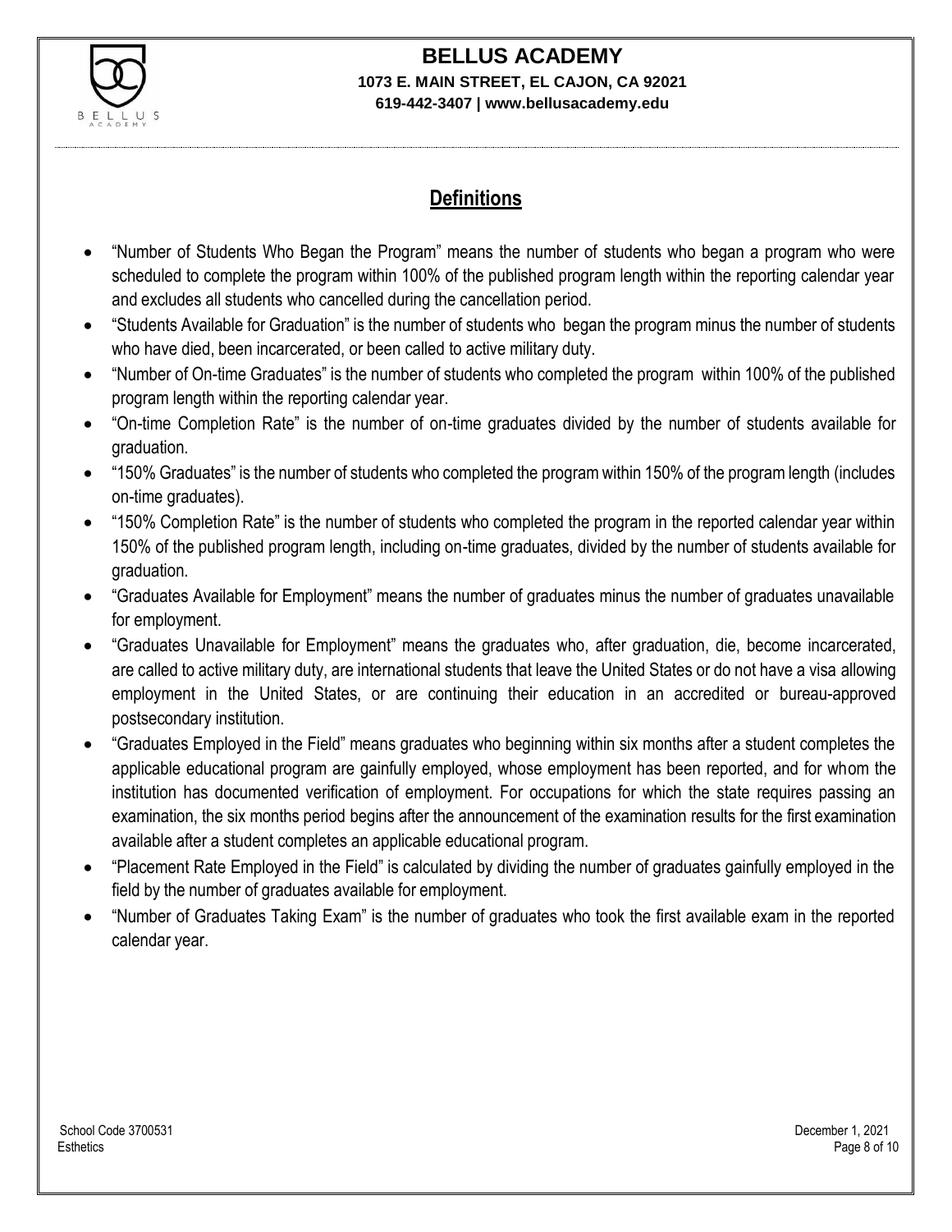## Definitions

- "Number of Students Who Began the Program" means the number of students who began a program who were scheduled to complete the program within 100% of the published program length within the reporting calendar year and excludes all students who cancelled during the cancellation period.
- "Students Available for Graduation" is the number of students who began the program minus the number of students who have died, been incarcerated, or been called to active military duty.
- "Number of On-time Graduates" is the number of students who completed the program within 100% of the published program length within the reporting calendar year.
- "On-time Completion Rate" is the number of on-time graduates divided by the number of students available for graduation.
- "150% Graduates" is the number of students who completed the program within 150% of the program length (includes on-time graduates).
- "150% Completion Rate" is the number of students who completed the program in the reported calendar year within 150% of the published program length, including on-time graduates, divided by the number of students available for graduation.
- "Graduates Available for Employment" means the number of graduates minus the number of graduates unavailable for employment.
- "Graduates Unavailable for Employment" means the graduates who, after graduation, die, become incarcerated, are called to active military duty, are international students that leave the United States or do not have a visa allowing employment in the United States, or are continuing their education in an accredited or bureau-approved postsecondary institution.
- "Graduates Employed in the Field" means graduates who beginning within six months after a student completes the applicable educational program are gainfully employed, whose employment has been reported, and for whom the institution has documented verification of employment. For occupations for which the state requires passing an examination, the six months period begins after the announcement of the examination results for the first examination available after a student completes an applicable educational program.
- "Placement Rate Employed in the Field" is calculated by dividing the number of graduates gainfully employed in the field by the number of graduates available for employment.
- "Number of Graduates Taking Exam" is the number of graduates who took the first available exam in the reported calendar year.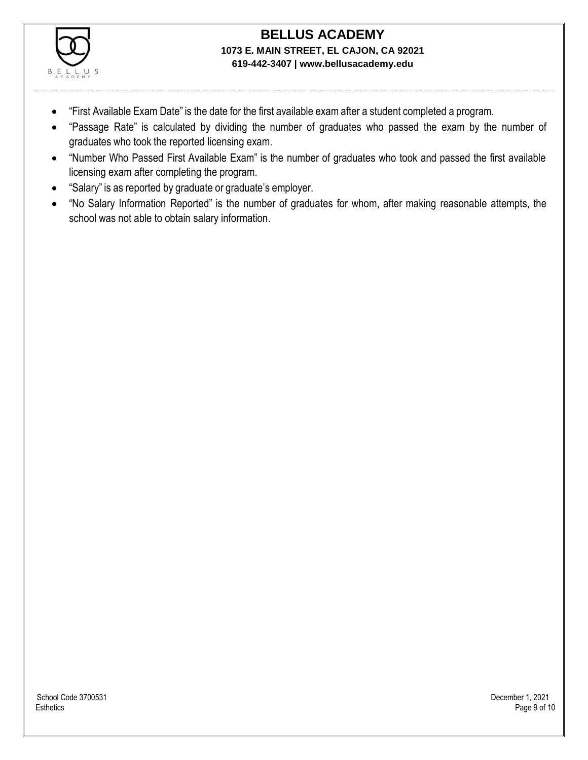- "First Available Exam Date" is the date for the first available exam after a student completed a program.
- "Passage Rate" is calculated by dividing the number of graduates who passed the exam by the number of graduates who took the reported licensing exam.
- "Number Who Passed First Available Exam" is the number of graduates who took and passed the first available licensing exam after completing the program.
- "Salary" is as reported by graduate or graduate's employer.
- "No Salary Information Reported" is the number of graduates for whom, after making reasonable attempts, the school was not able to obtain salary information.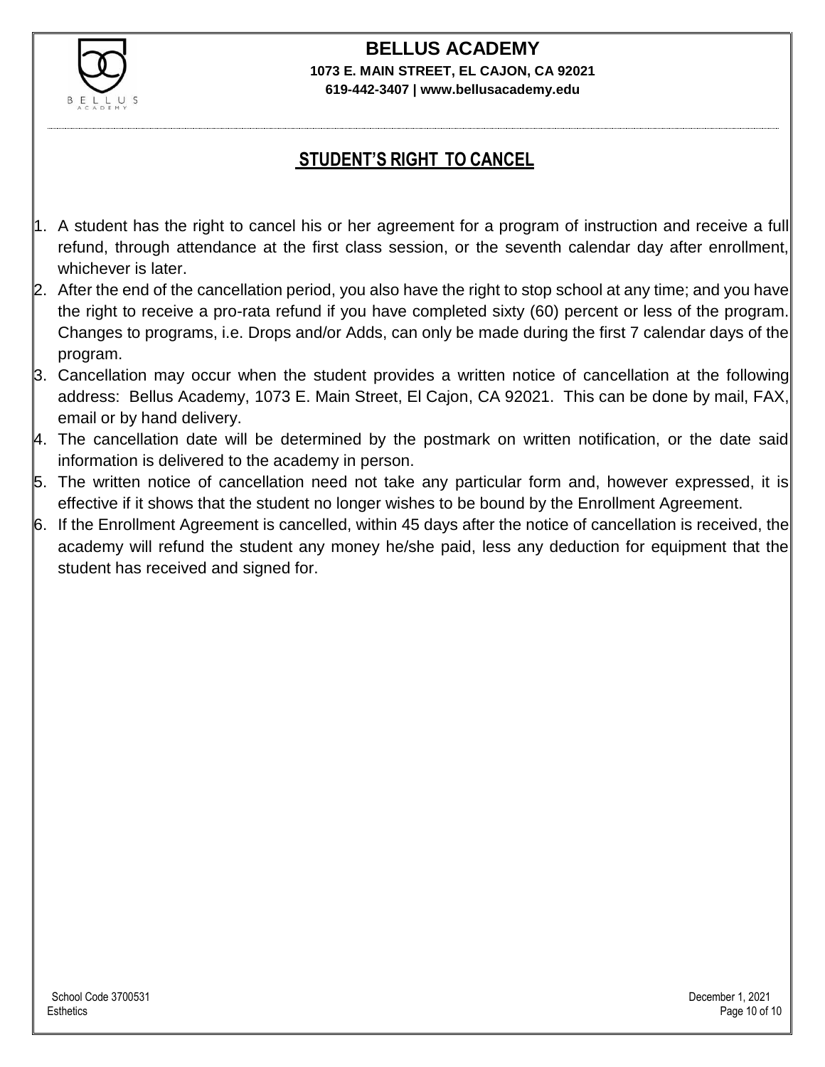# BELLUS ACADEMY

**1073 E. MAIN STREET, EL CAJON, CA 92021**
**619-442-3407 | www.bellusacademy.edu**

## STUDENT'S RIGHT TO CANCEL

1. A student has the right to cancel his or her agreement for a program of instruction and receive a full refund, through attendance at the first class session, or the seventh calendar day after enrollment, whichever is later.
2. After the end of the cancellation period, you also have the right to stop school at any time; and you have the right to receive a pro-rata refund if you have completed sixty (60) percent or less of the program. Changes to programs, i.e. Drops and/or Adds, can only be made during the first 7 calendar days of the program.
3. Cancellation may occur when the student provides a written notice of cancellation at the following address: Bellus Academy, 1073 E. Main Street, El Cajon, CA 92021. This can be done by mail, FAX, email or by hand delivery.
4. The cancellation date will be determined by the postmark on written notification, or the date said information is delivered to the academy in person.
5. The written notice of cancellation need not take any particular form and, however expressed, it is effective if it shows that the student no longer wishes to be bound by the Enrollment Agreement.
6. If the Enrollment Agreement is cancelled, within 45 days after the notice of cancellation is received, the academy will refund the student any money he/she paid, less any deduction for equipment that the student has received and signed for.

School Code 3700531
Esthetics

December 1, 2021